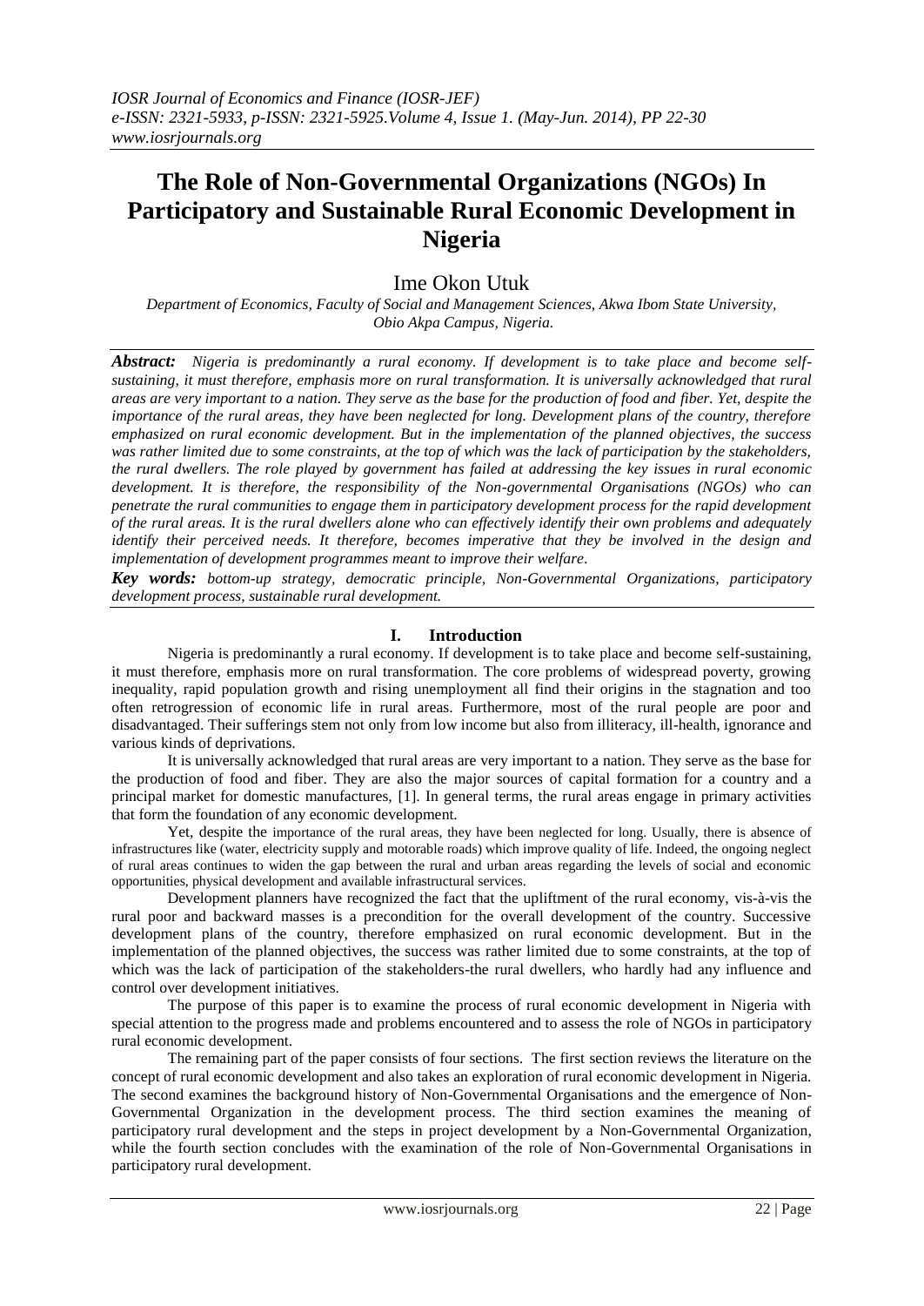# The Role of Non-Governmental Organizations (NGOs) In Participatory and Sustainable Rural Economic Development in Nigeria

Ime Okon Utuk

*Department of Economics, Faculty of Social and Management Sciences, Akwa Ibom State University, Obio Akpa Campus, Nigeria.*

***Abstract:*** *Nigeria is predominantly a rural economy. If development is to take place and become self-sustaining, it must therefore, emphasis more on rural transformation. It is universally acknowledged that rural areas are very important to a nation. They serve as the base for the production of food and fiber. Yet, despite the importance of the rural areas, they have been neglected for long. Development plans of the country, therefore emphasized on rural economic development. But in the implementation of the planned objectives, the success was rather limited due to some constraints, at the top of which was the lack of participation by the stakeholders, the rural dwellers. The role played by government has failed at addressing the key issues in rural economic development. It is therefore, the responsibility of the Non-governmental Organisations (NGOs) who can penetrate the rural communities to engage them in participatory development process for the rapid development of the rural areas. It is the rural dwellers alone who can effectively identify their own problems and adequately identify their perceived needs. It therefore, becomes imperative that they be involved in the design and implementation of development programmes meant to improve their welfare.*

***Key words:*** *bottom-up strategy, democratic principle, Non-Governmental Organizations, participatory development process, sustainable rural development.*

## I. Introduction

Nigeria is predominantly a rural economy. If development is to take place and become self-sustaining, it must therefore, emphasis more on rural transformation. The core problems of widespread poverty, growing inequality, rapid population growth and rising unemployment all find their origins in the stagnation and too often retrogression of economic life in rural areas. Furthermore, most of the rural people are poor and disadvantaged. Their sufferings stem not only from low income but also from illiteracy, ill-health, ignorance and various kinds of deprivations.

It is universally acknowledged that rural areas are very important to a nation. They serve as the base for the production of food and fiber. They are also the major sources of capital formation for a country and a principal market for domestic manufactures, [1]. In general terms, the rural areas engage in primary activities that form the foundation of any economic development.

Yet, despite the importance of the rural areas, they have been neglected for long. Usually, there is absence of infrastructures like (water, electricity supply and motorable roads) which improve quality of life. Indeed, the ongoing neglect of rural areas continues to widen the gap between the rural and urban areas regarding the levels of social and economic opportunities, physical development and available infrastructural services.

Development planners have recognized the fact that the upliftment of the rural economy, vis-à-vis the rural poor and backward masses is a precondition for the overall development of the country. Successive development plans of the country, therefore emphasized on rural economic development. But in the implementation of the planned objectives, the success was rather limited due to some constraints, at the top of which was the lack of participation of the stakeholders-the rural dwellers, who hardly had any influence and control over development initiatives.

The purpose of this paper is to examine the process of rural economic development in Nigeria with special attention to the progress made and problems encountered and to assess the role of NGOs in participatory rural economic development.

The remaining part of the paper consists of four sections. The first section reviews the literature on the concept of rural economic development and also takes an exploration of rural economic development in Nigeria. The second examines the background history of Non-Governmental Organisations and the emergence of Non-Governmental Organization in the development process. The third section examines the meaning of participatory rural development and the steps in project development by a Non-Governmental Organization, while the fourth section concludes with the examination of the role of Non-Governmental Organisations in participatory rural development.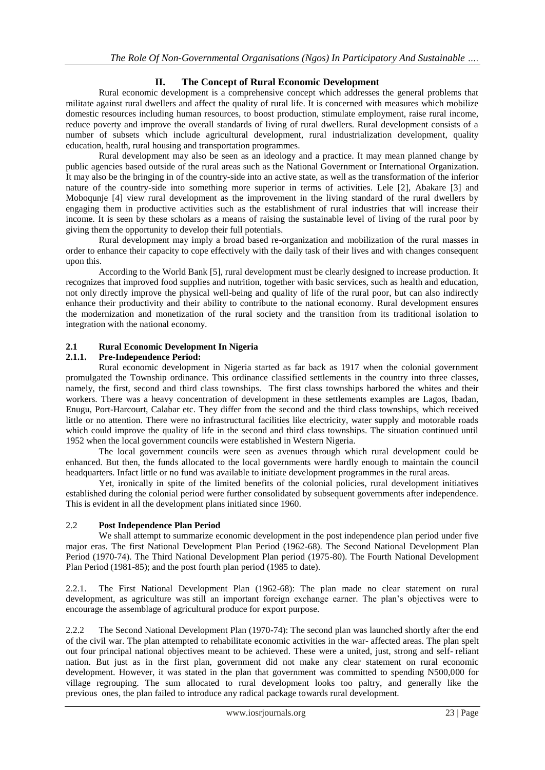## II. The Concept of Rural Economic Development

Rural economic development is a comprehensive concept which addresses the general problems that militate against rural dwellers and affect the quality of rural life. It is concerned with measures which mobilize domestic resources including human resources, to boost production, stimulate employment, raise rural income, reduce poverty and improve the overall standards of living of rural dwellers. Rural development consists of a number of subsets which include agricultural development, rural industrialization development, quality education, health, rural housing and transportation programmes.

Rural development may also be seen as an ideology and a practice. It may mean planned change by public agencies based outside of the rural areas such as the National Government or International Organization. It may also be the bringing in of the country-side into an active state, as well as the transformation of the inferior nature of the country-side into something more superior in terms of activities. Lele [2], Abakare [3] and Moboqunje [4] view rural development as the improvement in the living standard of the rural dwellers by engaging them in productive activities such as the establishment of rural industries that will increase their income. It is seen by these scholars as a means of raising the sustainable level of living of the rural poor by giving them the opportunity to develop their full potentials.

Rural development may imply a broad based re-organization and mobilization of the rural masses in order to enhance their capacity to cope effectively with the daily task of their lives and with changes consequent upon this.

According to the World Bank [5], rural development must be clearly designed to increase production. It recognizes that improved food supplies and nutrition, together with basic services, such as health and education, not only directly improve the physical well-being and quality of life of the rural poor, but can also indirectly enhance their productivity and their ability to contribute to the national economy. Rural development ensures the modernization and monetization of the rural society and the transition from its traditional isolation to integration with the national economy.

### 2.1 Rural Economic Development In Nigeria

#### 2.1.1. Pre-Independence Period:

Rural economic development in Nigeria started as far back as 1917 when the colonial government promulgated the Township ordinance. This ordinance classified settlements in the country into three classes, namely, the first, second and third class townships. The first class townships harbored the whites and their workers. There was a heavy concentration of development in these settlements examples are Lagos, Ibadan, Enugu, Port-Harcourt, Calabar etc. They differ from the second and the third class townships, which received little or no attention. There were no infrastructural facilities like electricity, water supply and motorable roads which could improve the quality of life in the second and third class townships. The situation continued until 1952 when the local government councils were established in Western Nigeria.

The local government councils were seen as avenues through which rural development could be enhanced. But then, the funds allocated to the local governments were hardly enough to maintain the council headquarters. Infact little or no fund was available to initiate development programmes in the rural areas.

Yet, ironically in spite of the limited benefits of the colonial policies, rural development initiatives established during the colonial period were further consolidated by subsequent governments after independence. This is evident in all the development plans initiated since 1960.

### 2.2 Post Independence Plan Period

We shall attempt to summarize economic development in the post independence plan period under five major eras. The first National Development Plan Period (1962-68). The Second National Development Plan Period (1970-74). The Third National Development Plan period (1975-80). The Fourth National Development Plan Period (1981-85); and the post fourth plan period (1985 to date).

2.2.1. The First National Development Plan (1962-68): The plan made no clear statement on rural development, as agriculture was still an important foreign exchange earner. The plan's objectives were to encourage the assemblage of agricultural produce for export purpose.

2.2.2 The Second National Development Plan (1970-74): The second plan was launched shortly after the end of the civil war. The plan attempted to rehabilitate economic activities in the war- affected areas. The plan spelt out four principal national objectives meant to be achieved. These were a united, just, strong and self- reliant nation. But just as in the first plan, government did not make any clear statement on rural economic development. However, it was stated in the plan that government was committed to spending N500,000 for village regrouping. The sum allocated to rural development looks too paltry, and generally like the previous ones, the plan failed to introduce any radical package towards rural development.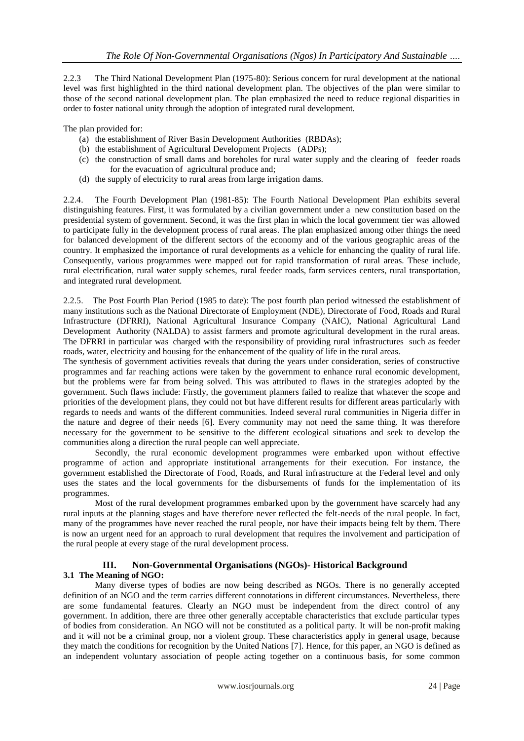2.2.3 The Third National Development Plan (1975-80): Serious concern for rural development at the national level was first highlighted in the third national development plan. The objectives of the plan were similar to those of the second national development plan. The plan emphasized the need to reduce regional disparities in order to foster national unity through the adoption of integrated rural development.

The plan provided for:

(a) the establishment of River Basin Development Authorities (RBDAs);
(b) the establishment of Agricultural Development Projects (ADPs);
(c) the construction of small dams and boreholes for rural water supply and the clearing of feeder roads for the evacuation of agricultural produce and;
(d) the supply of electricity to rural areas from large irrigation dams.

2.2.4. The Fourth Development Plan (1981-85): The Fourth National Development Plan exhibits several distinguishing features. First, it was formulated by a civilian government under a new constitution based on the presidential system of government. Second, it was the first plan in which the local government tier was allowed to participate fully in the development process of rural areas. The plan emphasized among other things the need for balanced development of the different sectors of the economy and of the various geographic areas of the country. It emphasized the importance of rural developments as a vehicle for enhancing the quality of rural life. Consequently, various programmes were mapped out for rapid transformation of rural areas. These include, rural electrification, rural water supply schemes, rural feeder roads, farm services centers, rural transportation, and integrated rural development.

2.2.5. The Post Fourth Plan Period (1985 to date): The post fourth plan period witnessed the establishment of many institutions such as the National Directorate of Employment (NDE), Directorate of Food, Roads and Rural Infrastructure (DFRRI), National Agricultural Insurance Company (NAIC), National Agricultural Land Development Authority (NALDA) to assist farmers and promote agricultural development in the rural areas. The DFRRI in particular was charged with the responsibility of providing rural infrastructures such as feeder roads, water, electricity and housing for the enhancement of the quality of life in the rural areas.

The synthesis of government activities reveals that during the years under consideration, series of constructive programmes and far reaching actions were taken by the government to enhance rural economic development, but the problems were far from being solved. This was attributed to flaws in the strategies adopted by the government. Such flaws include: Firstly, the government planners failed to realize that whatever the scope and priorities of the development plans, they could not but have different results for different areas particularly with regards to needs and wants of the different communities. Indeed several rural communities in Nigeria differ in the nature and degree of their needs [6]. Every community may not need the same thing. It was therefore necessary for the government to be sensitive to the different ecological situations and seek to develop the communities along a direction the rural people can well appreciate.

Secondly, the rural economic development programmes were embarked upon without effective programme of action and appropriate institutional arrangements for their execution. For instance, the government established the Directorate of Food, Roads, and Rural infrastructure at the Federal level and only uses the states and the local governments for the disbursements of funds for the implementation of its programmes.

Most of the rural development programmes embarked upon by the government have scarcely had any rural inputs at the planning stages and have therefore never reflected the felt-needs of the rural people. In fact, many of the programmes have never reached the rural people, nor have their impacts being felt by them. There is now an urgent need for an approach to rural development that requires the involvement and participation of the rural people at every stage of the rural development process.

## III. Non-Governmental Organisations (NGOs)- Historical Background

### 3.1 The Meaning of NGO:

Many diverse types of bodies are now being described as NGOs. There is no generally accepted definition of an NGO and the term carries different connotations in different circumstances. Nevertheless, there are some fundamental features. Clearly an NGO must be independent from the direct control of any government. In addition, there are three other generally acceptable characteristics that exclude particular types of bodies from consideration. An NGO will not be constituted as a political party. It will be non-profit making and it will not be a criminal group, nor a violent group. These characteristics apply in general usage, because they match the conditions for recognition by the United Nations [7]. Hence, for this paper, an NGO is defined as an independent voluntary association of people acting together on a continuous basis, for some common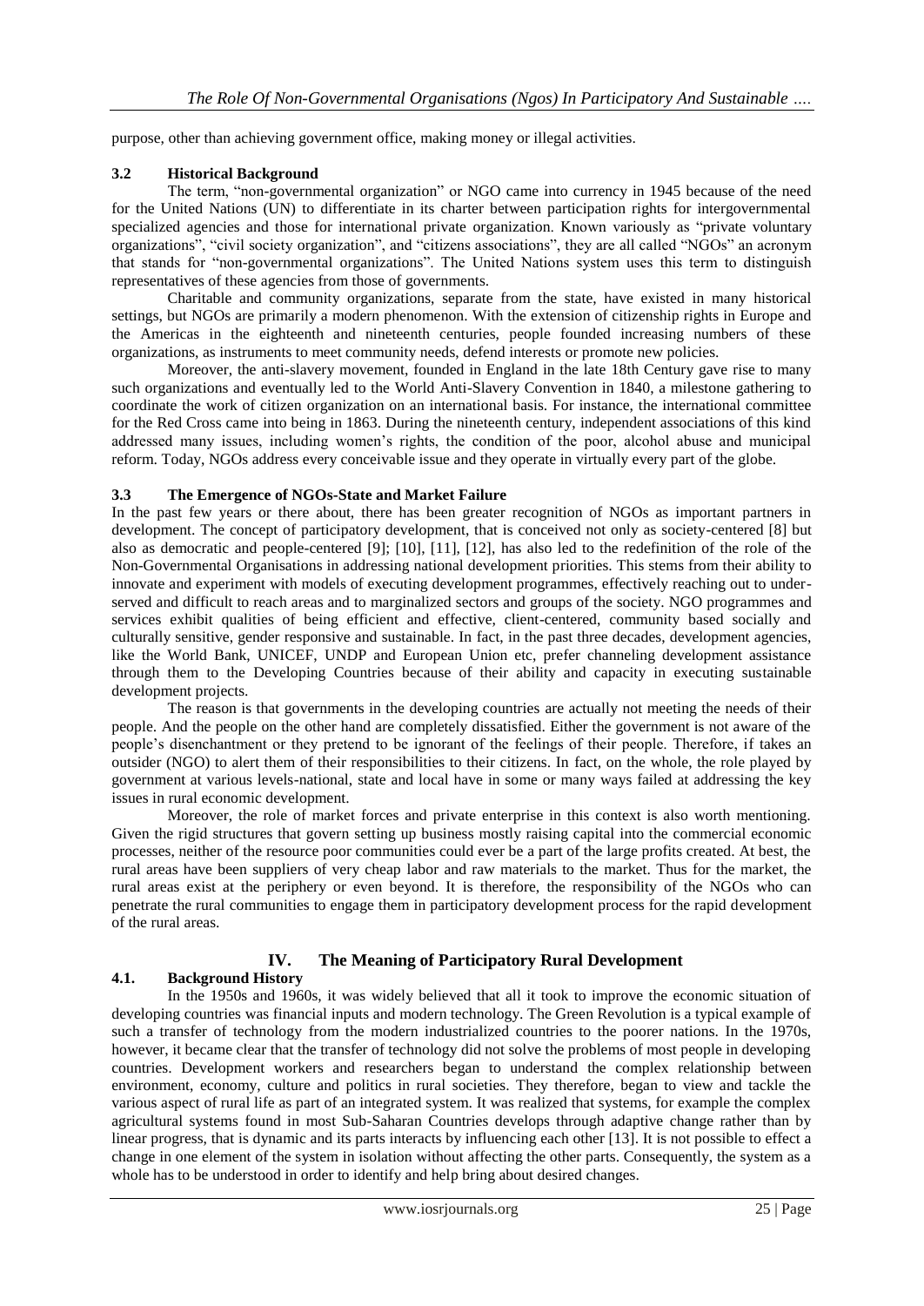purpose, other than achieving government office, making money or illegal activities.

### 3.2 Historical Background

The term, "non-governmental organization" or NGO came into currency in 1945 because of the need for the United Nations (UN) to differentiate in its charter between participation rights for intergovernmental specialized agencies and those for international private organization. Known variously as "private voluntary organizations", "civil society organization", and "citizens associations", they are all called "NGOs" an acronym that stands for "non-governmental organizations". The United Nations system uses this term to distinguish representatives of these agencies from those of governments.

Charitable and community organizations, separate from the state, have existed in many historical settings, but NGOs are primarily a modern phenomenon. With the extension of citizenship rights in Europe and the Americas in the eighteenth and nineteenth centuries, people founded increasing numbers of these organizations, as instruments to meet community needs, defend interests or promote new policies.

Moreover, the anti-slavery movement, founded in England in the late 18th Century gave rise to many such organizations and eventually led to the World Anti-Slavery Convention in 1840, a milestone gathering to coordinate the work of citizen organization on an international basis. For instance, the international committee for the Red Cross came into being in 1863. During the nineteenth century, independent associations of this kind addressed many issues, including women's rights, the condition of the poor, alcohol abuse and municipal reform. Today, NGOs address every conceivable issue and they operate in virtually every part of the globe.

### 3.3 The Emergence of NGOs-State and Market Failure

In the past few years or there about, there has been greater recognition of NGOs as important partners in development. The concept of participatory development, that is conceived not only as society-centered [8] but also as democratic and people-centered [9]; [10], [11], [12], has also led to the redefinition of the role of the Non-Governmental Organisations in addressing national development priorities. This stems from their ability to innovate and experiment with models of executing development programmes, effectively reaching out to under-served and difficult to reach areas and to marginalized sectors and groups of the society. NGO programmes and services exhibit qualities of being efficient and effective, client-centered, community based socially and culturally sensitive, gender responsive and sustainable. In fact, in the past three decades, development agencies, like the World Bank, UNICEF, UNDP and European Union etc, prefer channeling development assistance through them to the Developing Countries because of their ability and capacity in executing sustainable development projects.

The reason is that governments in the developing countries are actually not meeting the needs of their people. And the people on the other hand are completely dissatisfied. Either the government is not aware of the people's disenchantment or they pretend to be ignorant of the feelings of their people. Therefore, if takes an outsider (NGO) to alert them of their responsibilities to their citizens. In fact, on the whole, the role played by government at various levels-national, state and local have in some or many ways failed at addressing the key issues in rural economic development.

Moreover, the role of market forces and private enterprise in this context is also worth mentioning. Given the rigid structures that govern setting up business mostly raising capital into the commercial economic processes, neither of the resource poor communities could ever be a part of the large profits created. At best, the rural areas have been suppliers of very cheap labor and raw materials to the market. Thus for the market, the rural areas exist at the periphery or even beyond. It is therefore, the responsibility of the NGOs who can penetrate the rural communities to engage them in participatory development process for the rapid development of the rural areas.

## IV. The Meaning of Participatory Rural Development

### 4.1. Background History

In the 1950s and 1960s, it was widely believed that all it took to improve the economic situation of developing countries was financial inputs and modern technology. The Green Revolution is a typical example of such a transfer of technology from the modern industrialized countries to the poorer nations. In the 1970s, however, it became clear that the transfer of technology did not solve the problems of most people in developing countries. Development workers and researchers began to understand the complex relationship between environment, economy, culture and politics in rural societies. They therefore, began to view and tackle the various aspect of rural life as part of an integrated system. It was realized that systems, for example the complex agricultural systems found in most Sub-Saharan Countries develops through adaptive change rather than by linear progress, that is dynamic and its parts interacts by influencing each other [13]. It is not possible to effect a change in one element of the system in isolation without affecting the other parts. Consequently, the system as a whole has to be understood in order to identify and help bring about desired changes.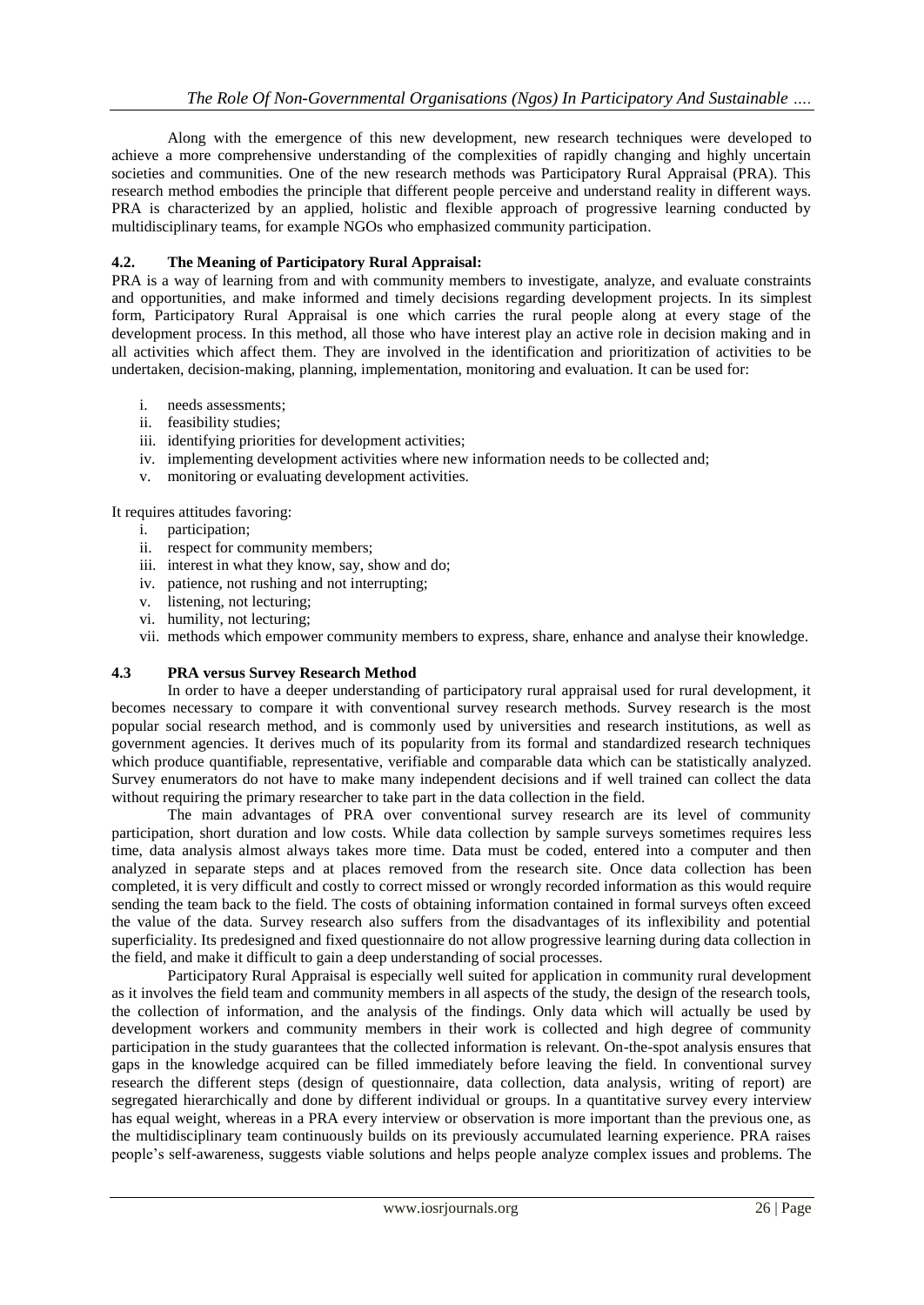Along with the emergence of this new development, new research techniques were developed to achieve a more comprehensive understanding of the complexities of rapidly changing and highly uncertain societies and communities. One of the new research methods was Participatory Rural Appraisal (PRA). This research method embodies the principle that different people perceive and understand reality in different ways. PRA is characterized by an applied, holistic and flexible approach of progressive learning conducted by multidisciplinary teams, for example NGOs who emphasized community participation.

### 4.2. The Meaning of Participatory Rural Appraisal:

PRA is a way of learning from and with community members to investigate, analyze, and evaluate constraints and opportunities, and make informed and timely decisions regarding development projects. In its simplest form, Participatory Rural Appraisal is one which carries the rural people along at every stage of the development process. In this method, all those who have interest play an active role in decision making and in all activities which affect them. They are involved in the identification and prioritization of activities to be undertaken, decision-making, planning, implementation, monitoring and evaluation. It can be used for:

i. needs assessments;
ii. feasibility studies;
iii. identifying priorities for development activities;
iv. implementing development activities where new information needs to be collected and;
v. monitoring or evaluating development activities.

It requires attitudes favoring:

i. participation;
ii. respect for community members;
iii. interest in what they know, say, show and do;
iv. patience, not rushing and not interrupting;
v. listening, not lecturing;
vi. humility, not lecturing;
vii. methods which empower community members to express, share, enhance and analyse their knowledge.

### 4.3 PRA versus Survey Research Method

In order to have a deeper understanding of participatory rural appraisal used for rural development, it becomes necessary to compare it with conventional survey research methods. Survey research is the most popular social research method, and is commonly used by universities and research institutions, as well as government agencies. It derives much of its popularity from its formal and standardized research techniques which produce quantifiable, representative, verifiable and comparable data which can be statistically analyzed. Survey enumerators do not have to make many independent decisions and if well trained can collect the data without requiring the primary researcher to take part in the data collection in the field.

The main advantages of PRA over conventional survey research are its level of community participation, short duration and low costs. While data collection by sample surveys sometimes requires less time, data analysis almost always takes more time. Data must be coded, entered into a computer and then analyzed in separate steps and at places removed from the research site. Once data collection has been completed, it is very difficult and costly to correct missed or wrongly recorded information as this would require sending the team back to the field. The costs of obtaining information contained in formal surveys often exceed the value of the data. Survey research also suffers from the disadvantages of its inflexibility and potential superficiality. Its predesigned and fixed questionnaire do not allow progressive learning during data collection in the field, and make it difficult to gain a deep understanding of social processes.

Participatory Rural Appraisal is especially well suited for application in community rural development as it involves the field team and community members in all aspects of the study, the design of the research tools, the collection of information, and the analysis of the findings. Only data which will actually be used by development workers and community members in their work is collected and high degree of community participation in the study guarantees that the collected information is relevant. On-the-spot analysis ensures that gaps in the knowledge acquired can be filled immediately before leaving the field. In conventional survey research the different steps (design of questionnaire, data collection, data analysis, writing of report) are segregated hierarchically and done by different individual or groups. In a quantitative survey every interview has equal weight, whereas in a PRA every interview or observation is more important than the previous one, as the multidisciplinary team continuously builds on its previously accumulated learning experience. PRA raises people's self-awareness, suggests viable solutions and helps people analyze complex issues and problems. The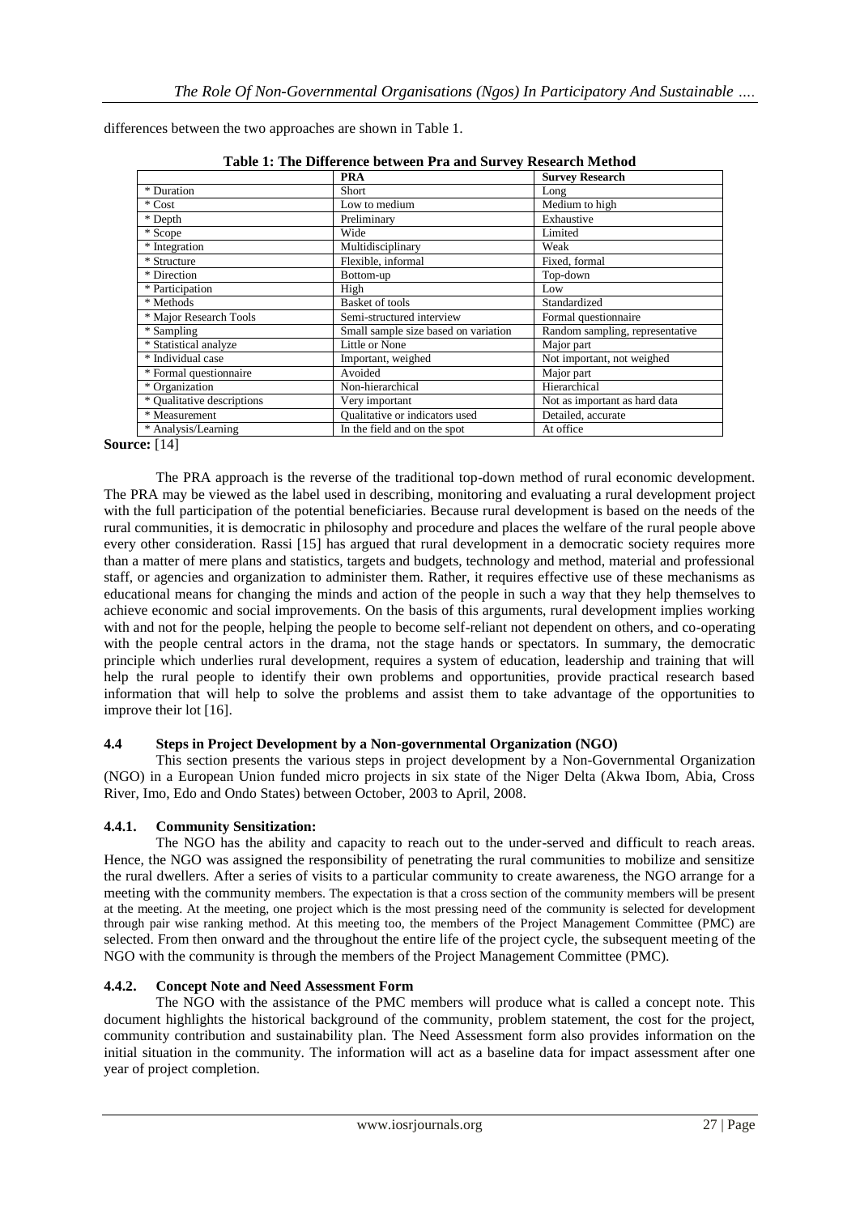differences between the two approaches are shown in Table 1.

**Table 1: The Difference between Pra and Survey Research Method**

| | PRA | Survey Research |
|---|---|---|
| * Duration | Short | Long |
| * Cost | Low to medium | Medium to high |
| * Depth | Preliminary | Exhaustive |
| * Scope | Wide | Limited |
| * Integration | Multidisciplinary | Weak |
| * Structure | Flexible, informal | Fixed, formal |
| * Direction | Bottom-up | Top-down |
| * Participation | High | Low |
| * Methods | Basket of tools | Standardized |
| * Major Research Tools | Semi-structured interview | Formal questionnaire |
| * Sampling | Small sample size based on variation | Random sampling, representative |
| * Statistical analyze | Little or None | Major part |
| * Individual case | Important, weighed | Not important, not weighed |
| * Formal questionnaire | Avoided | Major part |
| * Organization | Non-hierarchical | Hierarchical |
| * Qualitative descriptions | Very important | Not as important as hard data |
| * Measurement | Qualitative or indicators used | Detailed, accurate |
| * Analysis/Learning | In the field and on the spot | At office |

**Source:** [14]

The PRA approach is the reverse of the traditional top-down method of rural economic development. The PRA may be viewed as the label used in describing, monitoring and evaluating a rural development project with the full participation of the potential beneficiaries. Because rural development is based on the needs of the rural communities, it is democratic in philosophy and procedure and places the welfare of the rural people above every other consideration. Rassi [15] has argued that rural development in a democratic society requires more than a matter of mere plans and statistics, targets and budgets, technology and method, material and professional staff, or agencies and organization to administer them. Rather, it requires effective use of these mechanisms as educational means for changing the minds and action of the people in such a way that they help themselves to achieve economic and social improvements. On the basis of this arguments, rural development implies working with and not for the people, helping the people to become self-reliant not dependent on others, and co-operating with the people central actors in the drama, not the stage hands or spectators. In summary, the democratic principle which underlies rural development, requires a system of education, leadership and training that will help the rural people to identify their own problems and opportunities, provide practical research based information that will help to solve the problems and assist them to take advantage of the opportunities to improve their lot [16].

### 4.4 Steps in Project Development by a Non-governmental Organization (NGO)

This section presents the various steps in project development by a Non-Governmental Organization (NGO) in a European Union funded micro projects in six state of the Niger Delta (Akwa Ibom, Abia, Cross River, Imo, Edo and Ondo States) between October, 2003 to April, 2008.

#### 4.4.1. Community Sensitization:

The NGO has the ability and capacity to reach out to the under-served and difficult to reach areas. Hence, the NGO was assigned the responsibility of penetrating the rural communities to mobilize and sensitize the rural dwellers. After a series of visits to a particular community to create awareness, the NGO arrange for a meeting with the community members. The expectation is that a cross section of the community members will be present at the meeting. At the meeting, one project which is the most pressing need of the community is selected for development through pair wise ranking method. At this meeting too, the members of the Project Management Committee (PMC) are selected. From then onward and the throughout the entire life of the project cycle, the subsequent meeting of the NGO with the community is through the members of the Project Management Committee (PMC).

#### 4.4.2. Concept Note and Need Assessment Form

The NGO with the assistance of the PMC members will produce what is called a concept note. This document highlights the historical background of the community, problem statement, the cost for the project, community contribution and sustainability plan. The Need Assessment form also provides information on the initial situation in the community. The information will act as a baseline data for impact assessment after one year of project completion.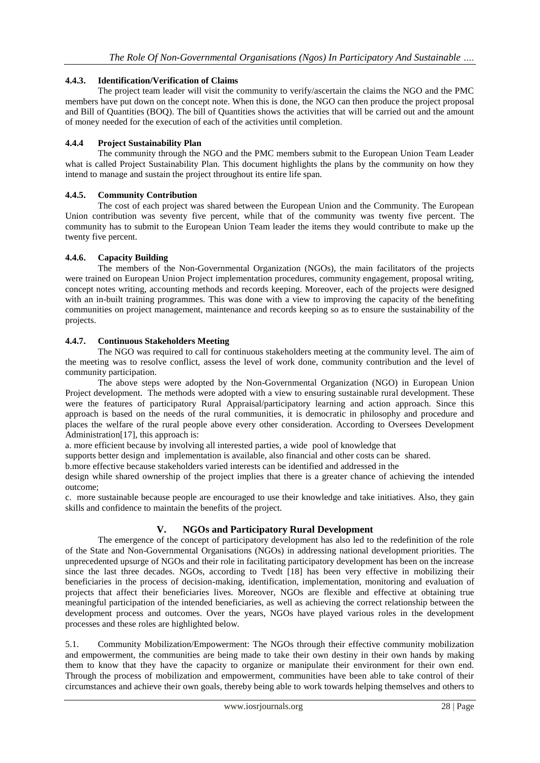### 4.4.3. Identification/Verification of Claims

The project team leader will visit the community to verify/ascertain the claims the NGO and the PMC members have put down on the concept note. When this is done, the NGO can then produce the project proposal and Bill of Quantities (BOQ). The bill of Quantities shows the activities that will be carried out and the amount of money needed for the execution of each of the activities until completion.

### 4.4.4 Project Sustainability Plan

The community through the NGO and the PMC members submit to the European Union Team Leader what is called Project Sustainability Plan. This document highlights the plans by the community on how they intend to manage and sustain the project throughout its entire life span.

### 4.4.5. Community Contribution

The cost of each project was shared between the European Union and the Community. The European Union contribution was seventy five percent, while that of the community was twenty five percent. The community has to submit to the European Union Team leader the items they would contribute to make up the twenty five percent.

### 4.4.6. Capacity Building

The members of the Non-Governmental Organization (NGOs), the main facilitators of the projects were trained on European Union Project implementation procedures, community engagement, proposal writing, concept notes writing, accounting methods and records keeping. Moreover, each of the projects were designed with an in-built training programmes. This was done with a view to improving the capacity of the benefiting communities on project management, maintenance and records keeping so as to ensure the sustainability of the projects.

### 4.4.7. Continuous Stakeholders Meeting

The NGO was required to call for continuous stakeholders meeting at the community level. The aim of the meeting was to resolve conflict, assess the level of work done, community contribution and the level of community participation.

The above steps were adopted by the Non-Governmental Organization (NGO) in European Union Project development. The methods were adopted with a view to ensuring sustainable rural development. These were the features of participatory Rural Appraisal/participatory learning and action approach. Since this approach is based on the needs of the rural communities, it is democratic in philosophy and procedure and places the welfare of the rural people above every other consideration. According to Oversees Development Administration[17], this approach is:

a. more efficient because by involving all interested parties, a wide pool of knowledge that supports better design and implementation is available, also financial and other costs can be shared.

b. more effective because stakeholders varied interests can be identified and addressed in the design while shared ownership of the project implies that there is a greater chance of achieving the intended outcome;

c. more sustainable because people are encouraged to use their knowledge and take initiatives. Also, they gain skills and confidence to maintain the benefits of the project.

## V. NGOs and Participatory Rural Development

The emergence of the concept of participatory development has also led to the redefinition of the role of the State and Non-Governmental Organisations (NGOs) in addressing national development priorities. The unprecedented upsurge of NGOs and their role in facilitating participatory development has been on the increase since the last three decades. NGOs, according to Tvedt [18] has been very effective in mobilizing their beneficiaries in the process of decision-making, identification, implementation, monitoring and evaluation of projects that affect their beneficiaries lives. Moreover, NGOs are flexible and effective at obtaining true meaningful participation of the intended beneficiaries, as well as achieving the correct relationship between the development process and outcomes. Over the years, NGOs have played various roles in the development processes and these roles are highlighted below.

5.1. Community Mobilization/Empowerment: The NGOs through their effective community mobilization and empowerment, the communities are being made to take their own destiny in their own hands by making them to know that they have the capacity to organize or manipulate their environment for their own end. Through the process of mobilization and empowerment, communities have been able to take control of their circumstances and achieve their own goals, thereby being able to work towards helping themselves and others to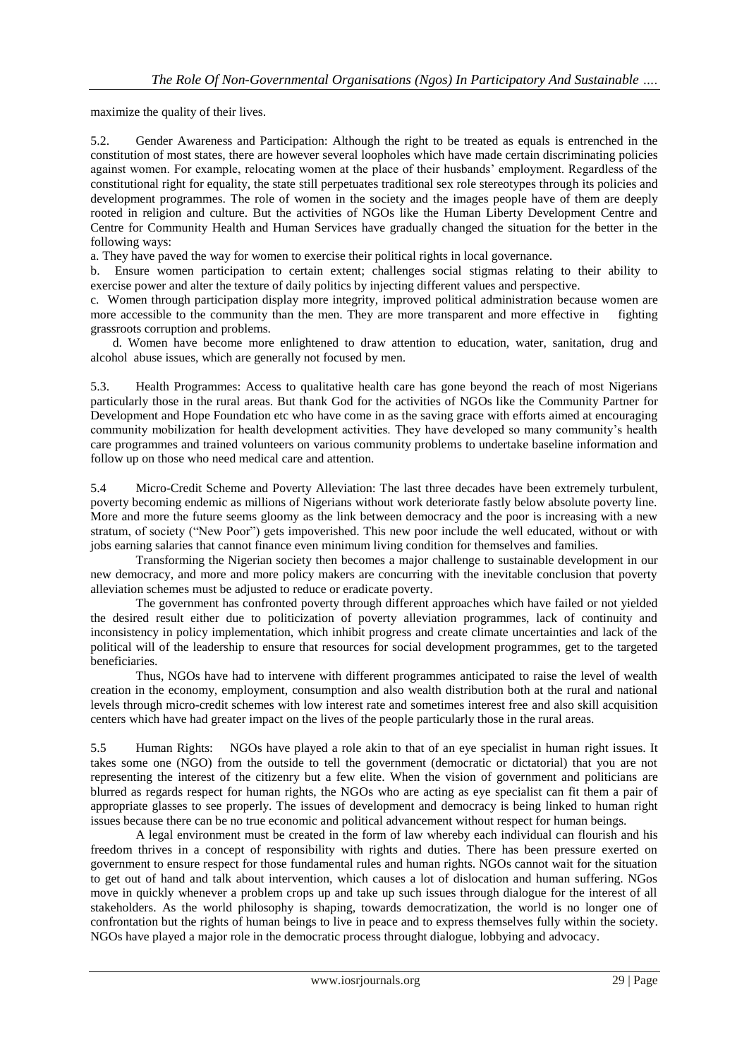maximize the quality of their lives.

5.2. Gender Awareness and Participation: Although the right to be treated as equals is entrenched in the constitution of most states, there are however several loopholes which have made certain discriminating policies against women. For example, relocating women at the place of their husbands' employment. Regardless of the constitutional right for equality, the state still perpetuates traditional sex role stereotypes through its policies and development programmes. The role of women in the society and the images people have of them are deeply rooted in religion and culture. But the activities of NGOs like the Human Liberty Development Centre and Centre for Community Health and Human Services have gradually changed the situation for the better in the following ways:

a. They have paved the way for women to exercise their political rights in local governance.

b. Ensure women participation to certain extent; challenges social stigmas relating to their ability to exercise power and alter the texture of daily politics by injecting different values and perspective.

c. Women through participation display more integrity, improved political administration because women are more accessible to the community than the men. They are more transparent and more effective in fighting grassroots corruption and problems.

d. Women have become more enlightened to draw attention to education, water, sanitation, drug and alcohol abuse issues, which are generally not focused by men.

5.3. Health Programmes: Access to qualitative health care has gone beyond the reach of most Nigerians particularly those in the rural areas. But thank God for the activities of NGOs like the Community Partner for Development and Hope Foundation etc who have come in as the saving grace with efforts aimed at encouraging community mobilization for health development activities. They have developed so many community's health care programmes and trained volunteers on various community problems to undertake baseline information and follow up on those who need medical care and attention.

5.4 Micro-Credit Scheme and Poverty Alleviation: The last three decades have been extremely turbulent, poverty becoming endemic as millions of Nigerians without work deteriorate fastly below absolute poverty line. More and more the future seems gloomy as the link between democracy and the poor is increasing with a new stratum, of society ("New Poor") gets impoverished. This new poor include the well educated, without or with jobs earning salaries that cannot finance even minimum living condition for themselves and families.

Transforming the Nigerian society then becomes a major challenge to sustainable development in our new democracy, and more and more policy makers are concurring with the inevitable conclusion that poverty alleviation schemes must be adjusted to reduce or eradicate poverty.

The government has confronted poverty through different approaches which have failed or not yielded the desired result either due to politicization of poverty alleviation programmes, lack of continuity and inconsistency in policy implementation, which inhibit progress and create climate uncertainties and lack of the political will of the leadership to ensure that resources for social development programmes, get to the targeted beneficiaries.

Thus, NGOs have had to intervene with different programmes anticipated to raise the level of wealth creation in the economy, employment, consumption and also wealth distribution both at the rural and national levels through micro-credit schemes with low interest rate and sometimes interest free and also skill acquisition centers which have had greater impact on the lives of the people particularly those in the rural areas.

5.5 Human Rights: NGOs have played a role akin to that of an eye specialist in human right issues. It takes some one (NGO) from the outside to tell the government (democratic or dictatorial) that you are not representing the interest of the citizenry but a few elite. When the vision of government and politicians are blurred as regards respect for human rights, the NGOs who are acting as eye specialist can fit them a pair of appropriate glasses to see properly. The issues of development and democracy is being linked to human right issues because there can be no true economic and political advancement without respect for human beings.

A legal environment must be created in the form of law whereby each individual can flourish and his freedom thrives in a concept of responsibility with rights and duties. There has been pressure exerted on government to ensure respect for those fundamental rules and human rights. NGOs cannot wait for the situation to get out of hand and talk about intervention, which causes a lot of dislocation and human suffering. NGos move in quickly whenever a problem crops up and take up such issues through dialogue for the interest of all stakeholders. As the world philosophy is shaping, towards democratization, the world is no longer one of confrontation but the rights of human beings to live in peace and to express themselves fully within the society. NGOs have played a major role in the democratic process throught dialogue, lobbying and advocacy.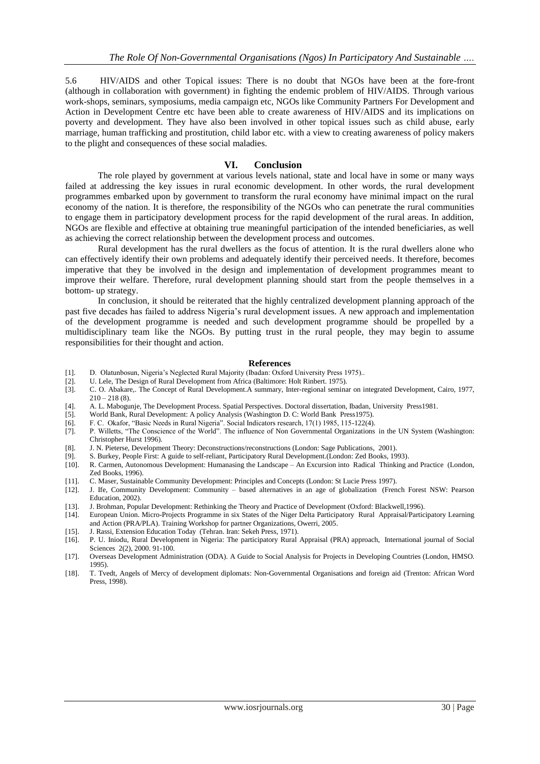5.6 HIV/AIDS and other Topical issues: There is no doubt that NGOs have been at the fore-front (although in collaboration with government) in fighting the endemic problem of HIV/AIDS. Through various work-shops, seminars, symposiums, media campaign etc, NGOs like Community Partners For Development and Action in Development Centre etc have been able to create awareness of HIV/AIDS and its implications on poverty and development. They have also been involved in other topical issues such as child abuse, early marriage, human trafficking and prostitution, child labor etc. with a view to creating awareness of policy makers to the plight and consequences of these social maladies.

## VI. Conclusion

The role played by government at various levels national, state and local have in some or many ways failed at addressing the key issues in rural economic development. In other words, the rural development programmes embarked upon by government to transform the rural economy have minimal impact on the rural economy of the nation. It is therefore, the responsibility of the NGOs who can penetrate the rural communities to engage them in participatory development process for the rapid development of the rural areas. In addition, NGOs are flexible and effective at obtaining true meaningful participation of the intended beneficiaries, as well as achieving the correct relationship between the development process and outcomes.

Rural development has the rural dwellers as the focus of attention. It is the rural dwellers alone who can effectively identify their own problems and adequately identify their perceived needs. It therefore, becomes imperative that they be involved in the design and implementation of development programmes meant to improve their welfare. Therefore, rural development planning should start from the people themselves in a bottom- up strategy.

In conclusion, it should be reiterated that the highly centralized development planning approach of the past five decades has failed to address Nigeria's rural development issues. A new approach and implementation of the development programme is needed and such development programme should be propelled by a multidisciplinary team like the NGOs. By putting trust in the rural people, they may begin to assume responsibilities for their thought and action.

## References

[1]. D. Olatunbosun, Nigeria's Neglected Rural Majority (Ibadan: Oxford University Press 1975)..

[2]. U. Lele, The Design of Rural Development from Africa (Baltimore: Holt Rinbert. 1975).

[3]. C. O. Abakare,. The Concept of Rural Development.A summary, Inter-regional seminar on integrated Development, Cairo, 1977, 210 – 218 (8).

[4]. A. L. Mabogunje, The Development Process. Spatial Perspectives. Doctoral dissertation, Ibadan, University Press1981.

[5]. World Bank, Rural Development: A policy Analysis (Washington D. C: World Bank Press1975).

[6]. F. C. Okafor, "Basic Needs in Rural Nigeria". Social Indicators research, 17(1) 1985, 115-122(4).

[7]. P. Willetts, "The Conscience of the World". The influence of Non Governmental Organizations in the UN System (Washington: Christopher Hurst 1996).

[8]. J. N. Pieterse, Development Theory: Deconstructions/reconstructions (London: Sage Publications, 2001).

[9]. S. Burkey, People First: A guide to self-reliant, Participatory Rural Development.(London: Zed Books, 1993).

[10]. R. Carmen, Autonomous Development: Humanasing the Landscape – An Excursion into Radical Thinking and Practice (London, Zed Books, 1996).

[11]. C. Maser, Sustainable Community Development: Principles and Concepts (London: St Lucie Press 1997).

[12]. J. Ife, Community Development: Community – based alternatives in an age of globalization (French Forest NSW: Pearson Education, 2002).

[13]. J. Brohman, Popular Development: Rethinking the Theory and Practice of Development (Oxford: Blackwell,1996).

[14]. European Union. Micro-Projects Programme in six States of the Niger Delta Participatory Rural Appraisal/Participatory Learning and Action (PRA/PLA). Training Workshop for partner Organizations, Owerri, 2005.

[15]. J. Rassi, Extension Education Today (Tehran. Iran: Sekeh Press, 1971).

[16]. P. U. Iniodu, Rural Development in Nigeria: The participatory Rural Appraisal (PRA) approach, International journal of Social Sciences 2(2), 2000. 91-100.

[17]. Overseas Development Administration (ODA). A Guide to Social Analysis for Projects in Developing Countries (London, HMSO. 1995).

[18]. T. Tvedt, Angels of Mercy of development diplomats: Non-Governmental Organisations and foreign aid (Trenton: African Word Press, 1998).